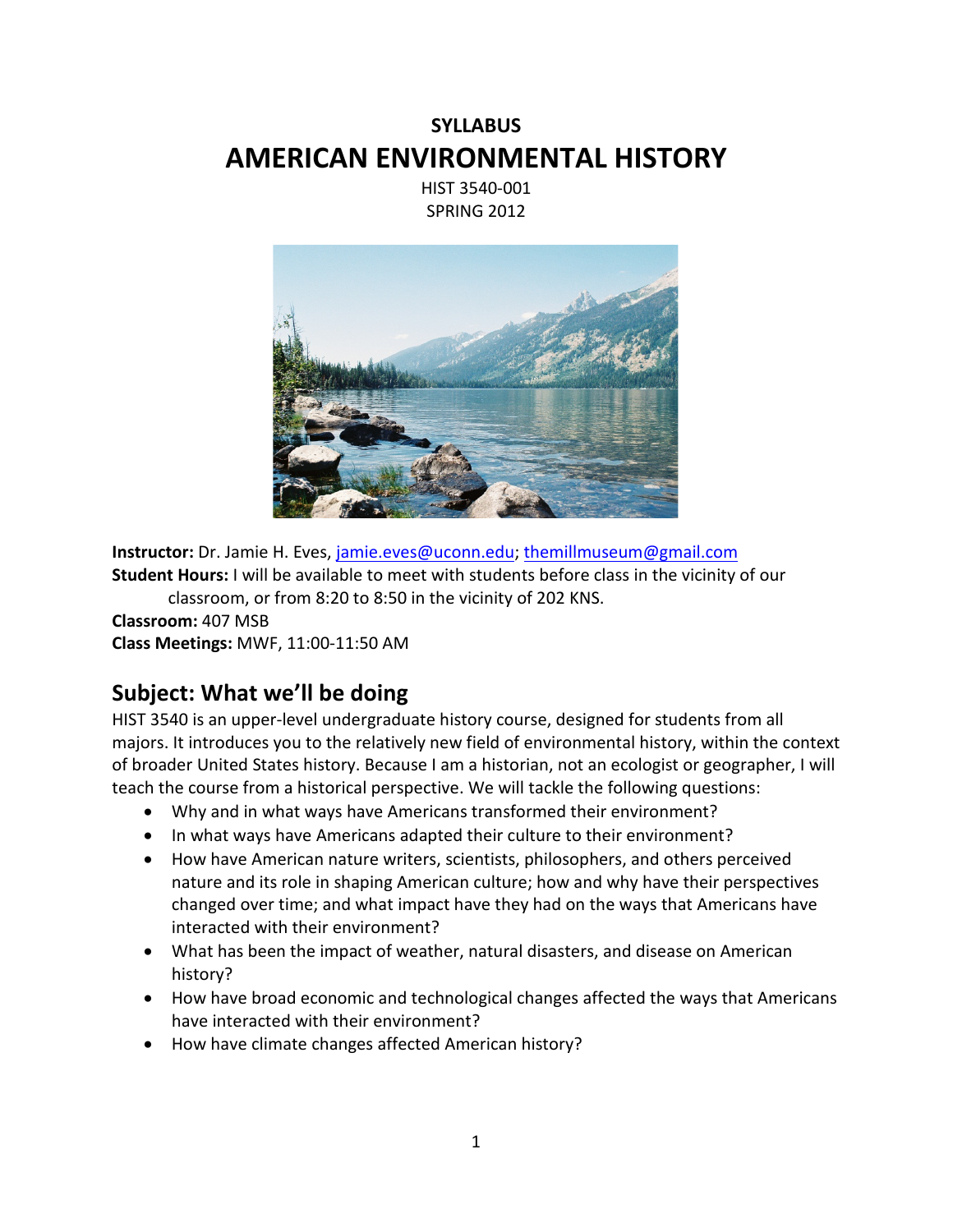# SYLLABUS

# AMERICAN ENVIRONMENTAL HISTORY

HIST 3540-001

SPRING 2012

**Instructor:** Dr. Jamie H. Eves, jamie.eves@uconn.edu; themillmuseum@gmail.com

**Student Hours:** I will be available to meet with students before class in the vicinity of our classroom, or from 8:20 to 8:50 in the vicinity of 202 KNS.

**Classroom:** 407 MSB

**Class Meetings:** MWF, 11:00-11:50 AM

## Subject: What we'll be doing

HIST 3540 is an upper-level undergraduate history course, designed for students from all majors. It introduces you to the relatively new field of environmental history, within the context of broader United States history. Because I am a historian, not an ecologist or geographer, I will teach the course from a historical perspective. We will tackle the following questions:

- Why and in what ways have Americans transformed their environment?
- In what ways have Americans adapted their culture to their environment?
- How have American nature writers, scientists, philosophers, and others perceived nature and its role in shaping American culture; how and why have their perspectives changed over time; and what impact have they had on the ways that Americans have interacted with their environment?
- What has been the impact of weather, natural disasters, and disease on American history?
- How have broad economic and technological changes affected the ways that Americans have interacted with their environment?
- How have climate changes affected American history?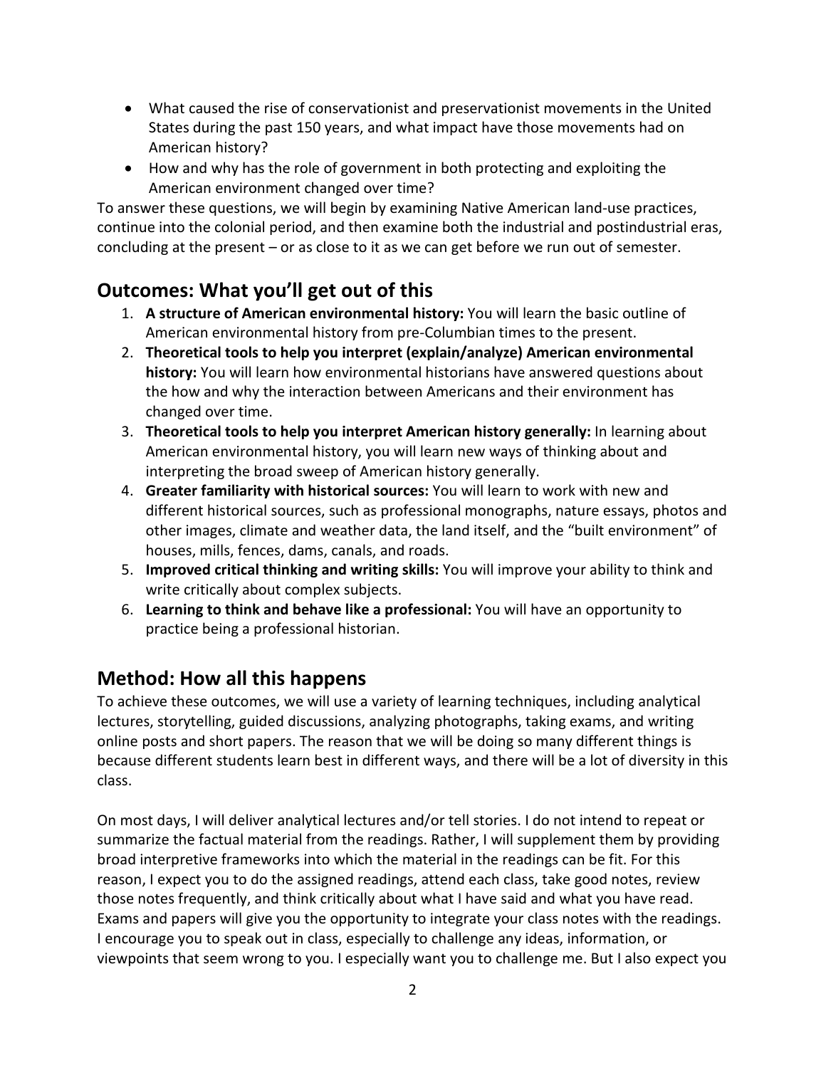- What caused the rise of conservationist and preservationist movements in the United States during the past 150 years, and what impact have those movements had on American history?
- How and why has the role of government in both protecting and exploiting the American environment changed over time?

To answer these questions, we will begin by examining Native American land-use practices, continue into the colonial period, and then examine both the industrial and postindustrial eras, concluding at the present – or as close to it as we can get before we run out of semester.

## Outcomes: What you'll get out of this

1. **A structure of American environmental history:** You will learn the basic outline of American environmental history from pre-Columbian times to the present.
2. **Theoretical tools to help you interpret (explain/analyze) American environmental history:** You will learn how environmental historians have answered questions about the how and why the interaction between Americans and their environment has changed over time.
3. **Theoretical tools to help you interpret American history generally:** In learning about American environmental history, you will learn new ways of thinking about and interpreting the broad sweep of American history generally.
4. **Greater familiarity with historical sources:** You will learn to work with new and different historical sources, such as professional monographs, nature essays, photos and other images, climate and weather data, the land itself, and the "built environment" of houses, mills, fences, dams, canals, and roads.
5. **Improved critical thinking and writing skills:** You will improve your ability to think and write critically about complex subjects.
6. **Learning to think and behave like a professional:** You will have an opportunity to practice being a professional historian.

## Method: How all this happens

To achieve these outcomes, we will use a variety of learning techniques, including analytical lectures, storytelling, guided discussions, analyzing photographs, taking exams, and writing online posts and short papers. The reason that we will be doing so many different things is because different students learn best in different ways, and there will be a lot of diversity in this class.

On most days, I will deliver analytical lectures and/or tell stories. I do not intend to repeat or summarize the factual material from the readings. Rather, I will supplement them by providing broad interpretive frameworks into which the material in the readings can be fit. For this reason, I expect you to do the assigned readings, attend each class, take good notes, review those notes frequently, and think critically about what I have said and what you have read. Exams and papers will give you the opportunity to integrate your class notes with the readings. I encourage you to speak out in class, especially to challenge any ideas, information, or viewpoints that seem wrong to you. I especially want you to challenge me. But I also expect you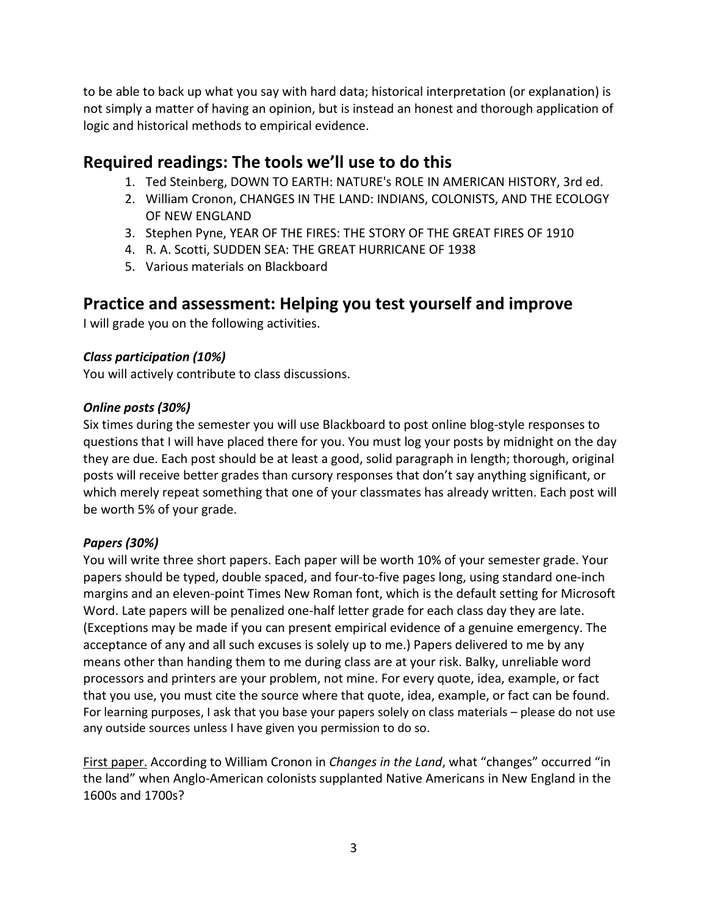to be able to back up what you say with hard data; historical interpretation (or explanation) is not simply a matter of having an opinion, but is instead an honest and thorough application of logic and historical methods to empirical evidence.

## Required readings: The tools we'll use to do this

1. Ted Steinberg, DOWN TO EARTH: NATURE's ROLE IN AMERICAN HISTORY, 3rd ed.
2. William Cronon, CHANGES IN THE LAND: INDIANS, COLONISTS, AND THE ECOLOGY OF NEW ENGLAND
3. Stephen Pyne, YEAR OF THE FIRES: THE STORY OF THE GREAT FIRES OF 1910
4. R. A. Scotti, SUDDEN SEA: THE GREAT HURRICANE OF 1938
5. Various materials on Blackboard

## Practice and assessment: Helping you test yourself and improve

I will grade you on the following activities.

### *Class participation (10%)*

You will actively contribute to class discussions.

### *Online posts (30%)*

Six times during the semester you will use Blackboard to post online blog-style responses to questions that I will have placed there for you. You must log your posts by midnight on the day they are due. Each post should be at least a good, solid paragraph in length; thorough, original posts will receive better grades than cursory responses that don't say anything significant, or which merely repeat something that one of your classmates has already written. Each post will be worth 5% of your grade.

### *Papers (30%)*

You will write three short papers. Each paper will be worth 10% of your semester grade. Your papers should be typed, double spaced, and four-to-five pages long, using standard one-inch margins and an eleven-point Times New Roman font, which is the default setting for Microsoft Word. Late papers will be penalized one-half letter grade for each class day they are late. (Exceptions may be made if you can present empirical evidence of a genuine emergency. The acceptance of any and all such excuses is solely up to me.) Papers delivered to me by any means other than handing them to me during class are at your risk. Balky, unreliable word processors and printers are your problem, not mine. For every quote, idea, example, or fact that you use, you must cite the source where that quote, idea, example, or fact can be found. For learning purposes, I ask that you base your papers solely on class materials – please do not use any outside sources unless I have given you permission to do so.

<u>First paper.</u> According to William Cronon in *Changes in the Land*, what "changes" occurred "in the land" when Anglo-American colonists supplanted Native Americans in New England in the 1600s and 1700s?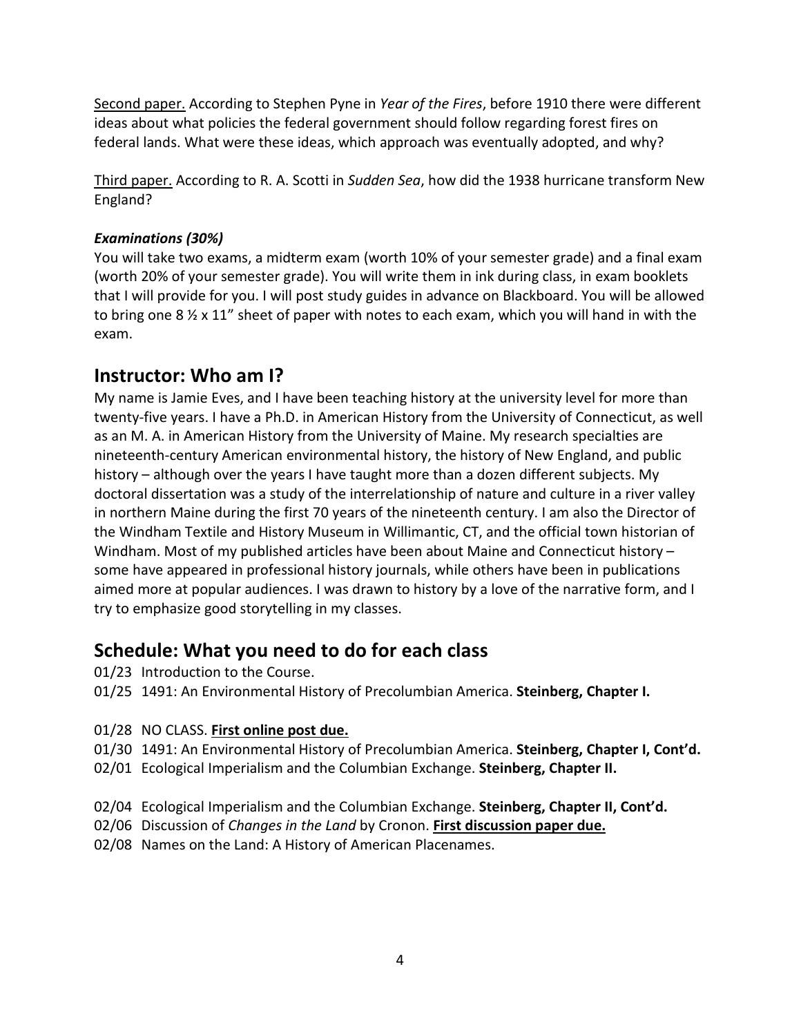Second paper. According to Stephen Pyne in *Year of the Fires*, before 1910 there were different ideas about what policies the federal government should follow regarding forest fires on federal lands. What were these ideas, which approach was eventually adopted, and why?

Third paper. According to R. A. Scotti in *Sudden Sea*, how did the 1938 hurricane transform New England?

***Examinations (30%)***

You will take two exams, a midterm exam (worth 10% of your semester grade) and a final exam (worth 20% of your semester grade). You will write them in ink during class, in exam booklets that I will provide for you. I will post study guides in advance on Blackboard. You will be allowed to bring one 8 ½ x 11" sheet of paper with notes to each exam, which you will hand in with the exam.

## Instructor: Who am I?

My name is Jamie Eves, and I have been teaching history at the university level for more than twenty-five years. I have a Ph.D. in American History from the University of Connecticut, as well as an M. A. in American History from the University of Maine. My research specialties are nineteenth-century American environmental history, the history of New England, and public history – although over the years I have taught more than a dozen different subjects. My doctoral dissertation was a study of the interrelationship of nature and culture in a river valley in northern Maine during the first 70 years of the nineteenth century. I am also the Director of the Windham Textile and History Museum in Willimantic, CT, and the official town historian of Windham. Most of my published articles have been about Maine and Connecticut history – some have appeared in professional history journals, while others have been in publications aimed more at popular audiences. I was drawn to history by a love of the narrative form, and I try to emphasize good storytelling in my classes.

## Schedule: What you need to do for each class

01/23 Introduction to the Course.
01/25 1491: An Environmental History of Precolumbian America. **Steinberg, Chapter I.**

01/28 NO CLASS. **First online post due.**
01/30 1491: An Environmental History of Precolumbian America. **Steinberg, Chapter I, Cont'd.**
02/01 Ecological Imperialism and the Columbian Exchange. **Steinberg, Chapter II.**

02/04 Ecological Imperialism and the Columbian Exchange. **Steinberg, Chapter II, Cont'd.**
02/06 Discussion of *Changes in the Land* by Cronon. **First discussion paper due.**
02/08 Names on the Land: A History of American Placenames.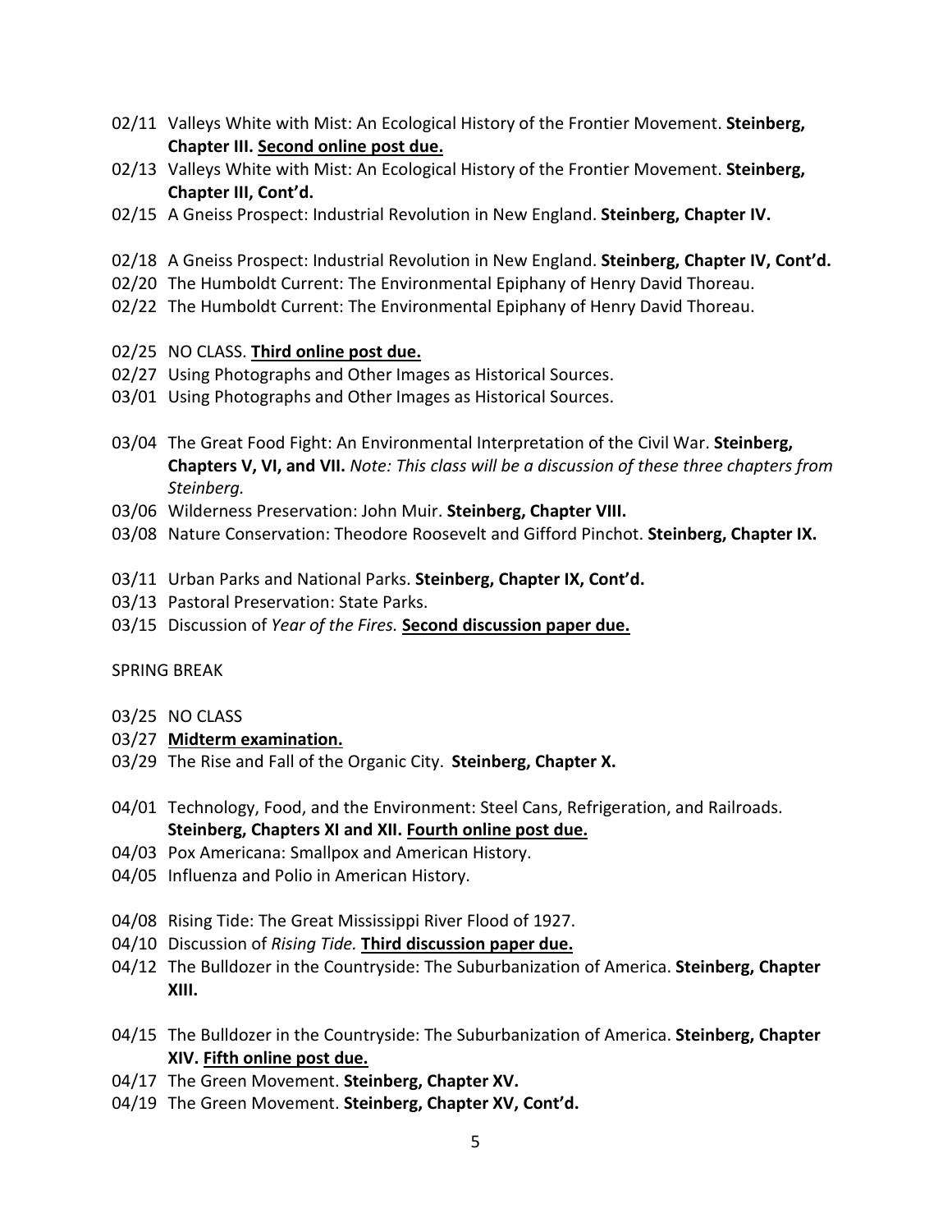02/11 Valleys White with Mist: An Ecological History of the Frontier Movement. **Steinberg, Chapter III.** **<u>Second online post due.</u>**
02/13 Valleys White with Mist: An Ecological History of the Frontier Movement. **Steinberg, Chapter III, Cont'd.**
02/15 A Gneiss Prospect: Industrial Revolution in New England. **Steinberg, Chapter IV.**

02/18 A Gneiss Prospect: Industrial Revolution in New England. **Steinberg, Chapter IV, Cont'd.**
02/20 The Humboldt Current: The Environmental Epiphany of Henry David Thoreau.
02/22 The Humboldt Current: The Environmental Epiphany of Henry David Thoreau.

02/25 NO CLASS. **<u>Third online post due.</u>**
02/27 Using Photographs and Other Images as Historical Sources.
03/01 Using Photographs and Other Images as Historical Sources.

03/04 The Great Food Fight: An Environmental Interpretation of the Civil War. **Steinberg, Chapters V, VI, and VII.** *Note: This class will be a discussion of these three chapters from Steinberg.*
03/06 Wilderness Preservation: John Muir. **Steinberg, Chapter VIII.**
03/08 Nature Conservation: Theodore Roosevelt and Gifford Pinchot. **Steinberg, Chapter IX.**

03/11 Urban Parks and National Parks. **Steinberg, Chapter IX, Cont'd.**
03/13 Pastoral Preservation: State Parks.
03/15 Discussion of *Year of the Fires.* **<u>Second discussion paper due.</u>**

SPRING BREAK

03/25 NO CLASS
03/27 **<u>Midterm examination.</u>**
03/29 The Rise and Fall of the Organic City. **Steinberg, Chapter X.**

04/01 Technology, Food, and the Environment: Steel Cans, Refrigeration, and Railroads. **Steinberg, Chapters XI and XII.** **<u>Fourth online post due.</u>**
04/03 Pox Americana: Smallpox and American History.
04/05 Influenza and Polio in American History.

04/08 Rising Tide: The Great Mississippi River Flood of 1927.
04/10 Discussion of *Rising Tide.* **<u>Third discussion paper due.</u>**
04/12 The Bulldozer in the Countryside: The Suburbanization of America. **Steinberg, Chapter XIII.**

04/15 The Bulldozer in the Countryside: The Suburbanization of America. **Steinberg, Chapter XIV.** **<u>Fifth online post due.</u>**
04/17 The Green Movement. **Steinberg, Chapter XV.**
04/19 The Green Movement. **Steinberg, Chapter XV, Cont'd.**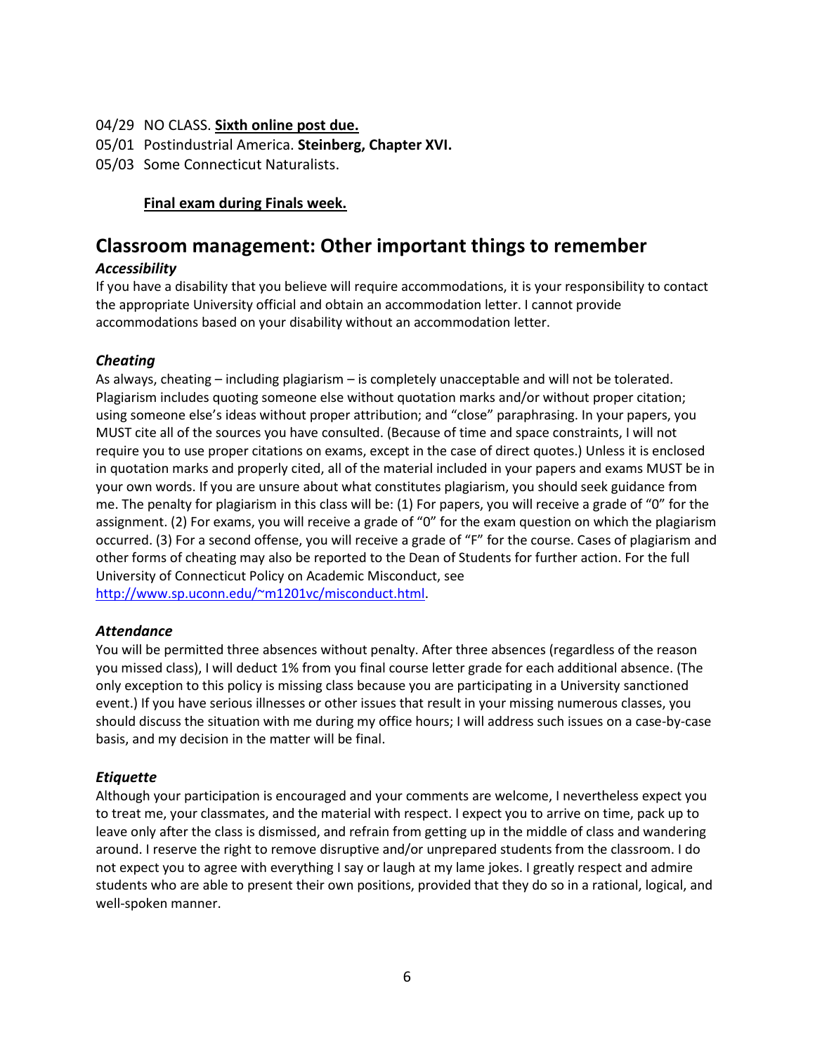04/29 NO CLASS. **Sixth online post due.**

05/01 Postindustrial America. **Steinberg, Chapter XVI.**

05/03 Some Connecticut Naturalists.

**Final exam during Finals week.**

## Classroom management: Other important things to remember

### *Accessibility*

If you have a disability that you believe will require accommodations, it is your responsibility to contact the appropriate University official and obtain an accommodation letter. I cannot provide accommodations based on your disability without an accommodation letter.

### *Cheating*

As always, cheating – including plagiarism – is completely unacceptable and will not be tolerated. Plagiarism includes quoting someone else without quotation marks and/or without proper citation; using someone else's ideas without proper attribution; and "close" paraphrasing. In your papers, you MUST cite all of the sources you have consulted. (Because of time and space constraints, I will not require you to use proper citations on exams, except in the case of direct quotes.) Unless it is enclosed in quotation marks and properly cited, all of the material included in your papers and exams MUST be in your own words. If you are unsure about what constitutes plagiarism, you should seek guidance from me. The penalty for plagiarism in this class will be: (1) For papers, you will receive a grade of "0" for the assignment. (2) For exams, you will receive a grade of "0" for the exam question on which the plagiarism occurred. (3) For a second offense, you will receive a grade of "F" for the course. Cases of plagiarism and other forms of cheating may also be reported to the Dean of Students for further action. For the full University of Connecticut Policy on Academic Misconduct, see http://www.sp.uconn.edu/~m1201vc/misconduct.html.

### *Attendance*

You will be permitted three absences without penalty. After three absences (regardless of the reason you missed class), I will deduct 1% from you final course letter grade for each additional absence. (The only exception to this policy is missing class because you are participating in a University sanctioned event.) If you have serious illnesses or other issues that result in your missing numerous classes, you should discuss the situation with me during my office hours; I will address such issues on a case-by-case basis, and my decision in the matter will be final.

### *Etiquette*

Although your participation is encouraged and your comments are welcome, I nevertheless expect you to treat me, your classmates, and the material with respect. I expect you to arrive on time, pack up to leave only after the class is dismissed, and refrain from getting up in the middle of class and wandering around. I reserve the right to remove disruptive and/or unprepared students from the classroom. I do not expect you to agree with everything I say or laugh at my lame jokes. I greatly respect and admire students who are able to present their own positions, provided that they do so in a rational, logical, and well-spoken manner.